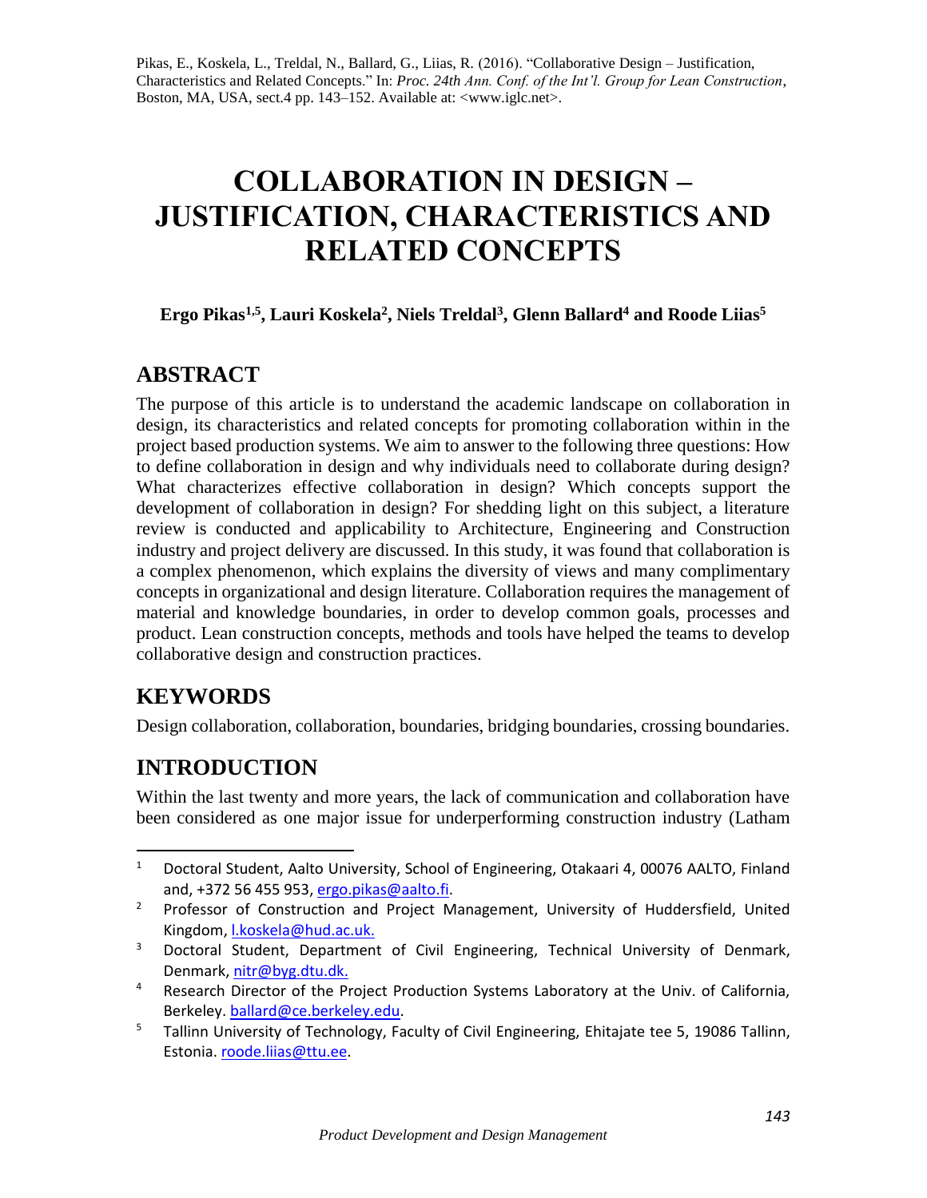Pikas, E., Koskela, L., Treldal, N., Ballard, G., Liias, R. (2016). "Collaborative Design – Justification, Characteristics and Related Concepts." In: *Proc. 24th Ann. Conf. of the Int'l. Group for Lean Construction*, Boston, MA, USA, sect.4 pp. 143–152. Available at: <www.iglc.net>.

# COLLABORATION IN DESIGN – JUSTIFICATION, CHARACTERISTICS AND RELATED CONCEPTS

**Ergo Pikas[1,5], Lauri Koskela[2], Niels Treldal[3], Glenn Ballard[4] and Roode Liias[5]**

## ABSTRACT

The purpose of this article is to understand the academic landscape on collaboration in design, its characteristics and related concepts for promoting collaboration within in the project based production systems. We aim to answer to the following three questions: How to define collaboration in design and why individuals need to collaborate during design? What characterizes effective collaboration in design? Which concepts support the development of collaboration in design? For shedding light on this subject, a literature review is conducted and applicability to Architecture, Engineering and Construction industry and project delivery are discussed. In this study, it was found that collaboration is a complex phenomenon, which explains the diversity of views and many complimentary concepts in organizational and design literature. Collaboration requires the management of material and knowledge boundaries, in order to develop common goals, processes and product. Lean construction concepts, methods and tools have helped the teams to develop collaborative design and construction practices.

## KEYWORDS

Design collaboration, collaboration, boundaries, bridging boundaries, crossing boundaries.

## INTRODUCTION

Within the last twenty and more years, the lack of communication and collaboration have been considered as one major issue for underperforming construction industry (Latham

---

[1] Doctoral Student, Aalto University, School of Engineering, Otakaari 4, 00076 AALTO, Finland and, +372 56 455 953, ergo.pikas@aalto.fi.

[2] Professor of Construction and Project Management, University of Huddersfield, United Kingdom, l.koskela@hud.ac.uk.

[3] Doctoral Student, Department of Civil Engineering, Technical University of Denmark, Denmark, nitr@byg.dtu.dk.

[4] Research Director of the Project Production Systems Laboratory at the Univ. of California, Berkeley. ballard@ce.berkeley.edu.

[5] Tallinn University of Technology, Faculty of Civil Engineering, Ehitajate tee 5, 19086 Tallinn, Estonia. roode.liias@ttu.ee.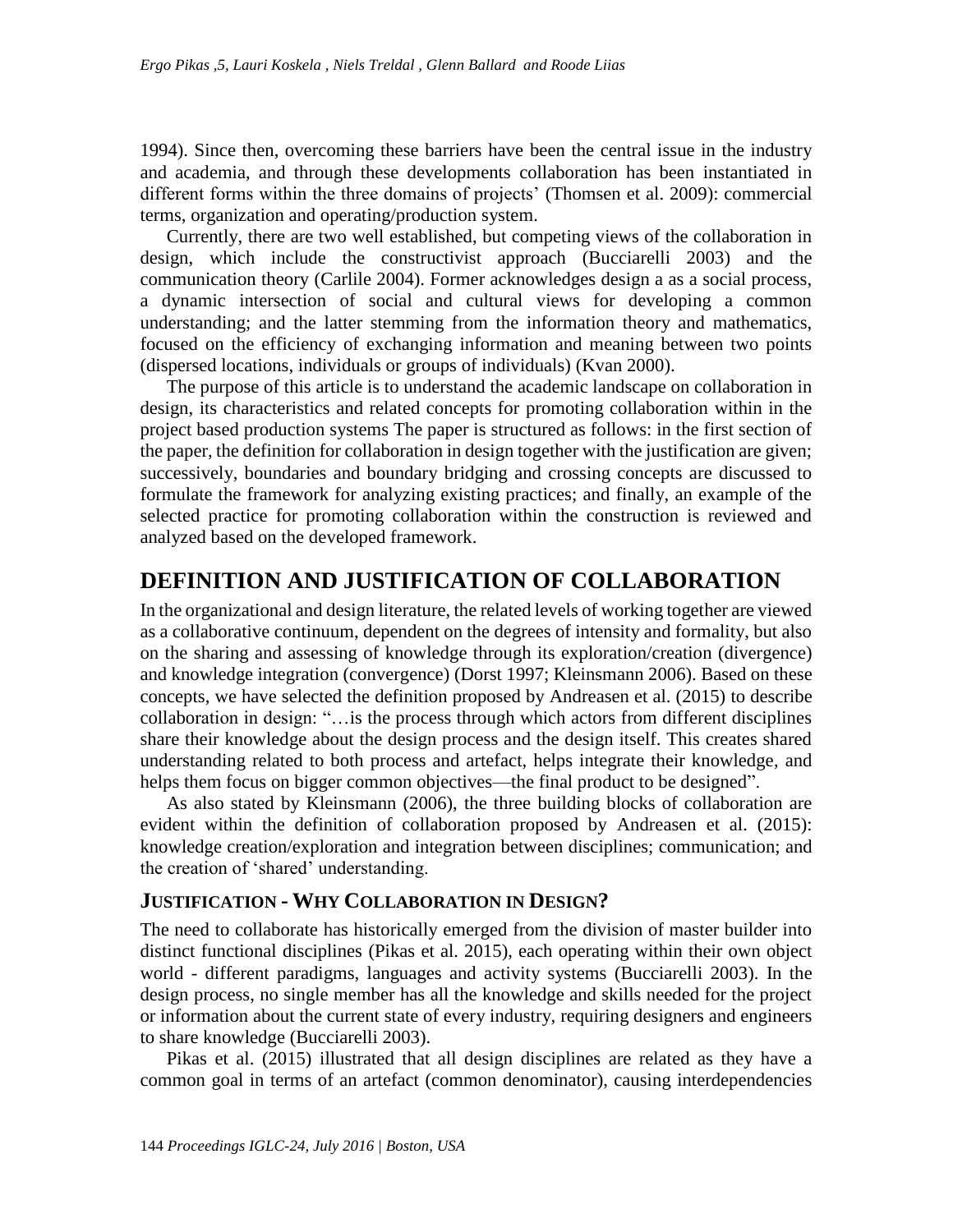1994). Since then, overcoming these barriers have been the central issue in the industry and academia, and through these developments collaboration has been instantiated in different forms within the three domains of projects' (Thomsen et al. 2009): commercial terms, organization and operating/production system.

Currently, there are two well established, but competing views of the collaboration in design, which include the constructivist approach (Bucciarelli 2003) and the communication theory (Carlile 2004). Former acknowledges design a as a social process, a dynamic intersection of social and cultural views for developing a common understanding; and the latter stemming from the information theory and mathematics, focused on the efficiency of exchanging information and meaning between two points (dispersed locations, individuals or groups of individuals) (Kvan 2000).

The purpose of this article is to understand the academic landscape on collaboration in design, its characteristics and related concepts for promoting collaboration within in the project based production systems The paper is structured as follows: in the first section of the paper, the definition for collaboration in design together with the justification are given; successively, boundaries and boundary bridging and crossing concepts are discussed to formulate the framework for analyzing existing practices; and finally, an example of the selected practice for promoting collaboration within the construction is reviewed and analyzed based on the developed framework.

## DEFINITION AND JUSTIFICATION OF COLLABORATION

In the organizational and design literature, the related levels of working together are viewed as a collaborative continuum, dependent on the degrees of intensity and formality, but also on the sharing and assessing of knowledge through its exploration/creation (divergence) and knowledge integration (convergence) (Dorst 1997; Kleinsmann 2006). Based on these concepts, we have selected the definition proposed by Andreasen et al. (2015) to describe collaboration in design: "…is the process through which actors from different disciplines share their knowledge about the design process and the design itself. This creates shared understanding related to both process and artefact, helps integrate their knowledge, and helps them focus on bigger common objectives—the final product to be designed".

As also stated by Kleinsmann (2006), the three building blocks of collaboration are evident within the definition of collaboration proposed by Andreasen et al. (2015): knowledge creation/exploration and integration between disciplines; communication; and the creation of 'shared' understanding.

### JUSTIFICATION - WHY COLLABORATION IN DESIGN?

The need to collaborate has historically emerged from the division of master builder into distinct functional disciplines (Pikas et al. 2015), each operating within their own object world - different paradigms, languages and activity systems (Bucciarelli 2003). In the design process, no single member has all the knowledge and skills needed for the project or information about the current state of every industry, requiring designers and engineers to share knowledge (Bucciarelli 2003).

Pikas et al. (2015) illustrated that all design disciplines are related as they have a common goal in terms of an artefact (common denominator), causing interdependencies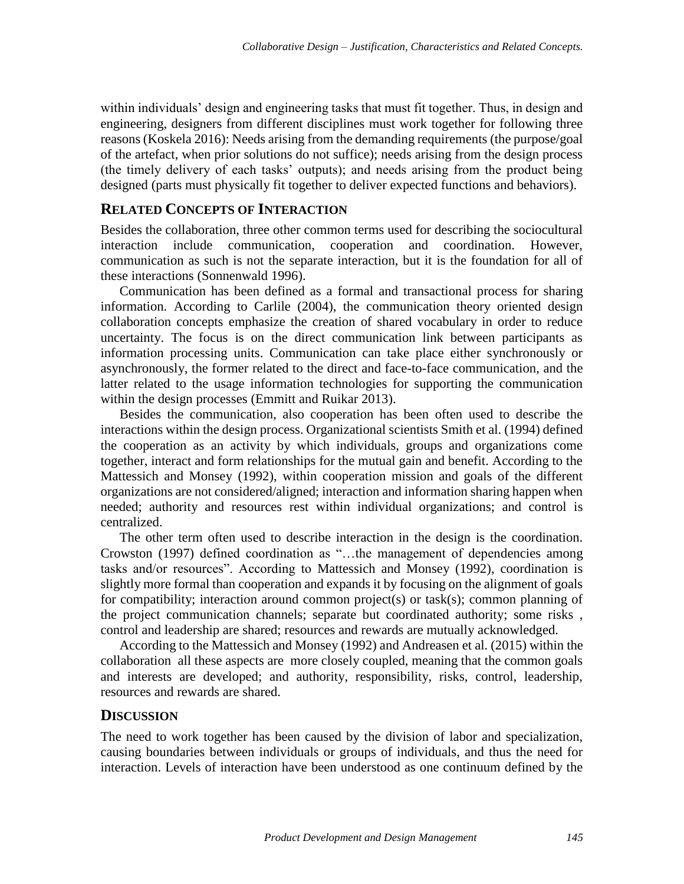within individuals' design and engineering tasks that must fit together. Thus, in design and engineering, designers from different disciplines must work together for following three reasons (Koskela 2016): Needs arising from the demanding requirements (the purpose/goal of the artefact, when prior solutions do not suffice); needs arising from the design process (the timely delivery of each tasks' outputs); and needs arising from the product being designed (parts must physically fit together to deliver expected functions and behaviors).

## RELATED CONCEPTS OF INTERACTION

Besides the collaboration, three other common terms used for describing the sociocultural interaction include communication, cooperation and coordination. However, communication as such is not the separate interaction, but it is the foundation for all of these interactions (Sonnenwald 1996).

Communication has been defined as a formal and transactional process for sharing information. According to Carlile (2004), the communication theory oriented design collaboration concepts emphasize the creation of shared vocabulary in order to reduce uncertainty. The focus is on the direct communication link between participants as information processing units. Communication can take place either synchronously or asynchronously, the former related to the direct and face-to-face communication, and the latter related to the usage information technologies for supporting the communication within the design processes (Emmitt and Ruikar 2013).

Besides the communication, also cooperation has been often used to describe the interactions within the design process. Organizational scientists Smith et al. (1994) defined the cooperation as an activity by which individuals, groups and organizations come together, interact and form relationships for the mutual gain and benefit. According to the Mattessich and Monsey (1992), within cooperation mission and goals of the different organizations are not considered/aligned; interaction and information sharing happen when needed; authority and resources rest within individual organizations; and control is centralized.

The other term often used to describe interaction in the design is the coordination. Crowston (1997) defined coordination as "…the management of dependencies among tasks and/or resources". According to Mattessich and Monsey (1992), coordination is slightly more formal than cooperation and expands it by focusing on the alignment of goals for compatibility; interaction around common project(s) or task(s); common planning of the project communication channels; separate but coordinated authority; some risks , control and leadership are shared; resources and rewards are mutually acknowledged.

According to the Mattessich and Monsey (1992) and Andreasen et al. (2015) within the collaboration all these aspects are more closely coupled, meaning that the common goals and interests are developed; and authority, responsibility, risks, control, leadership, resources and rewards are shared.

## DISCUSSION

The need to work together has been caused by the division of labor and specialization, causing boundaries between individuals or groups of individuals, and thus the need for interaction. Levels of interaction have been understood as one continuum defined by the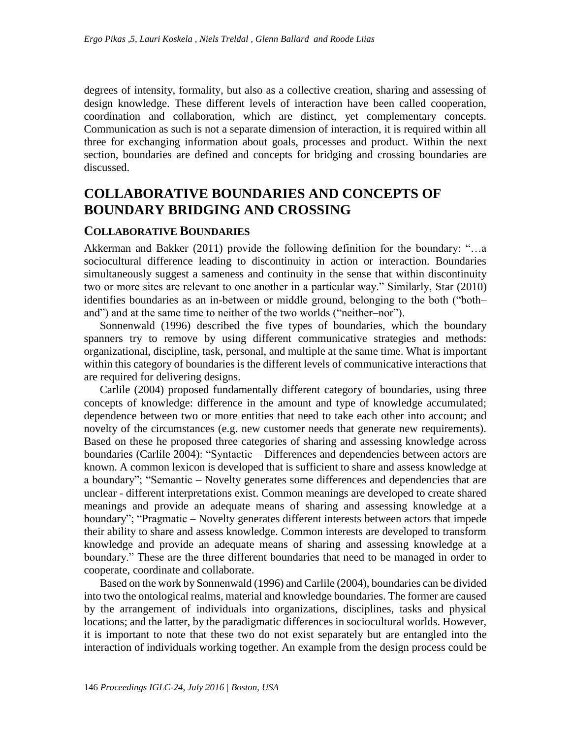degrees of intensity, formality, but also as a collective creation, sharing and assessing of design knowledge. These different levels of interaction have been called cooperation, coordination and collaboration, which are distinct, yet complementary concepts. Communication as such is not a separate dimension of interaction, it is required within all three for exchanging information about goals, processes and product. Within the next section, boundaries are defined and concepts for bridging and crossing boundaries are discussed.

# COLLABORATIVE BOUNDARIES AND CONCEPTS OF BOUNDARY BRIDGING AND CROSSING

## COLLABORATIVE BOUNDARIES

Akkerman and Bakker (2011) provide the following definition for the boundary: "…a sociocultural difference leading to discontinuity in action or interaction. Boundaries simultaneously suggest a sameness and continuity in the sense that within discontinuity two or more sites are relevant to one another in a particular way." Similarly, Star (2010) identifies boundaries as an in-between or middle ground, belonging to the both ("both–and") and at the same time to neither of the two worlds ("neither–nor").

Sonnenwald (1996) described the five types of boundaries, which the boundary spanners try to remove by using different communicative strategies and methods: organizational, discipline, task, personal, and multiple at the same time. What is important within this category of boundaries is the different levels of communicative interactions that are required for delivering designs.

Carlile (2004) proposed fundamentally different category of boundaries, using three concepts of knowledge: difference in the amount and type of knowledge accumulated; dependence between two or more entities that need to take each other into account; and novelty of the circumstances (e.g. new customer needs that generate new requirements). Based on these he proposed three categories of sharing and assessing knowledge across boundaries (Carlile 2004): "Syntactic – Differences and dependencies between actors are known. A common lexicon is developed that is sufficient to share and assess knowledge at a boundary"; "Semantic – Novelty generates some differences and dependencies that are unclear - different interpretations exist. Common meanings are developed to create shared meanings and provide an adequate means of sharing and assessing knowledge at a boundary"; "Pragmatic – Novelty generates different interests between actors that impede their ability to share and assess knowledge. Common interests are developed to transform knowledge and provide an adequate means of sharing and assessing knowledge at a boundary." These are the three different boundaries that need to be managed in order to cooperate, coordinate and collaborate.

Based on the work by Sonnenwald (1996) and Carlile (2004), boundaries can be divided into two the ontological realms, material and knowledge boundaries. The former are caused by the arrangement of individuals into organizations, disciplines, tasks and physical locations; and the latter, by the paradigmatic differences in sociocultural worlds. However, it is important to note that these two do not exist separately but are entangled into the interaction of individuals working together. An example from the design process could be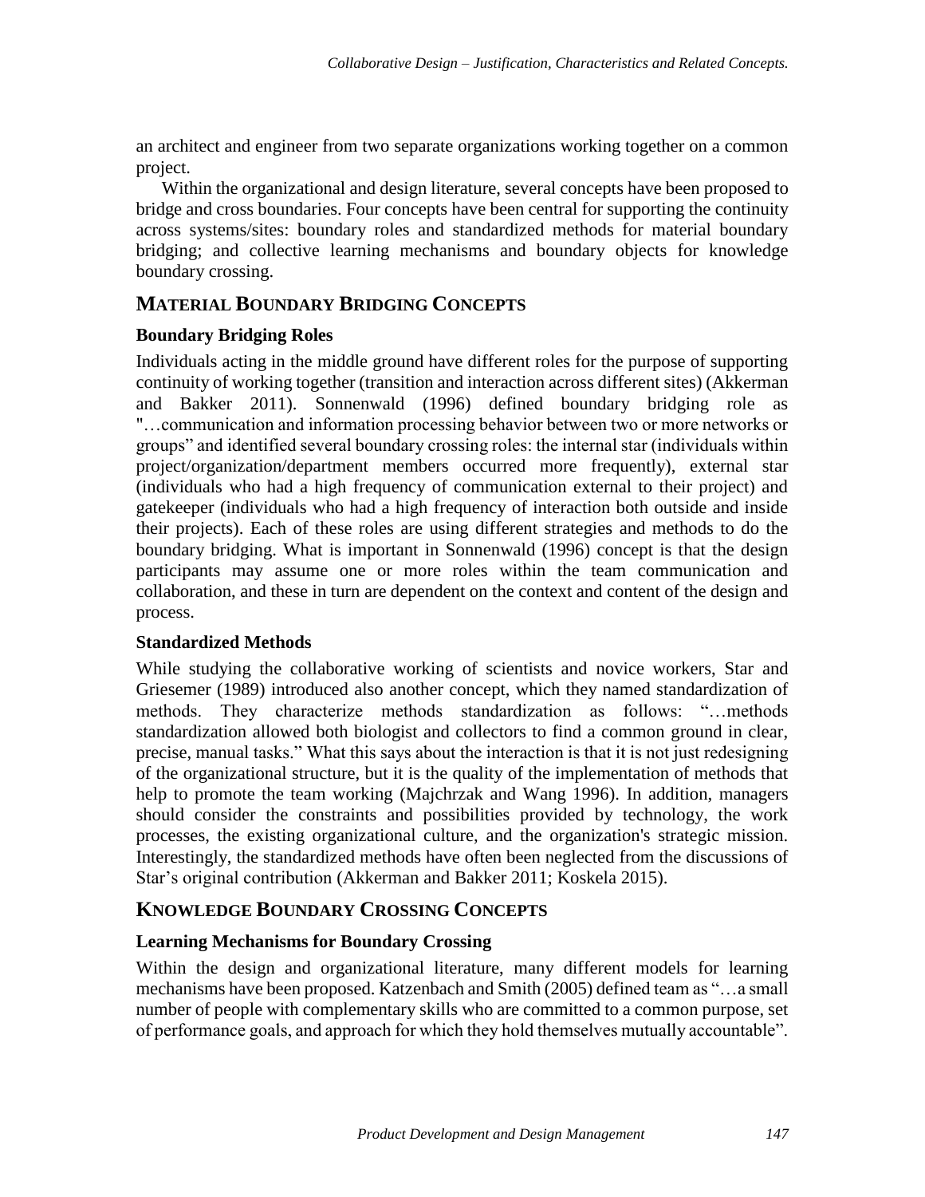an architect and engineer from two separate organizations working together on a common project.

Within the organizational and design literature, several concepts have been proposed to bridge and cross boundaries. Four concepts have been central for supporting the continuity across systems/sites: boundary roles and standardized methods for material boundary bridging; and collective learning mechanisms and boundary objects for knowledge boundary crossing.

## MATERIAL BOUNDARY BRIDGING CONCEPTS

### Boundary Bridging Roles

Individuals acting in the middle ground have different roles for the purpose of supporting continuity of working together (transition and interaction across different sites) (Akkerman and Bakker 2011). Sonnenwald (1996) defined boundary bridging role as "…communication and information processing behavior between two or more networks or groups" and identified several boundary crossing roles: the internal star (individuals within project/organization/department members occurred more frequently), external star (individuals who had a high frequency of communication external to their project) and gatekeeper (individuals who had a high frequency of interaction both outside and inside their projects). Each of these roles are using different strategies and methods to do the boundary bridging. What is important in Sonnenwald (1996) concept is that the design participants may assume one or more roles within the team communication and collaboration, and these in turn are dependent on the context and content of the design and process.

### Standardized Methods

While studying the collaborative working of scientists and novice workers, Star and Griesemer (1989) introduced also another concept, which they named standardization of methods. They characterize methods standardization as follows: "…methods standardization allowed both biologist and collectors to find a common ground in clear, precise, manual tasks." What this says about the interaction is that it is not just redesigning of the organizational structure, but it is the quality of the implementation of methods that help to promote the team working (Majchrzak and Wang 1996). In addition, managers should consider the constraints and possibilities provided by technology, the work processes, the existing organizational culture, and the organization's strategic mission. Interestingly, the standardized methods have often been neglected from the discussions of Star's original contribution (Akkerman and Bakker 2011; Koskela 2015).

## KNOWLEDGE BOUNDARY CROSSING CONCEPTS

### Learning Mechanisms for Boundary Crossing

Within the design and organizational literature, many different models for learning mechanisms have been proposed. Katzenbach and Smith (2005) defined team as "…a small number of people with complementary skills who are committed to a common purpose, set of performance goals, and approach for which they hold themselves mutually accountable".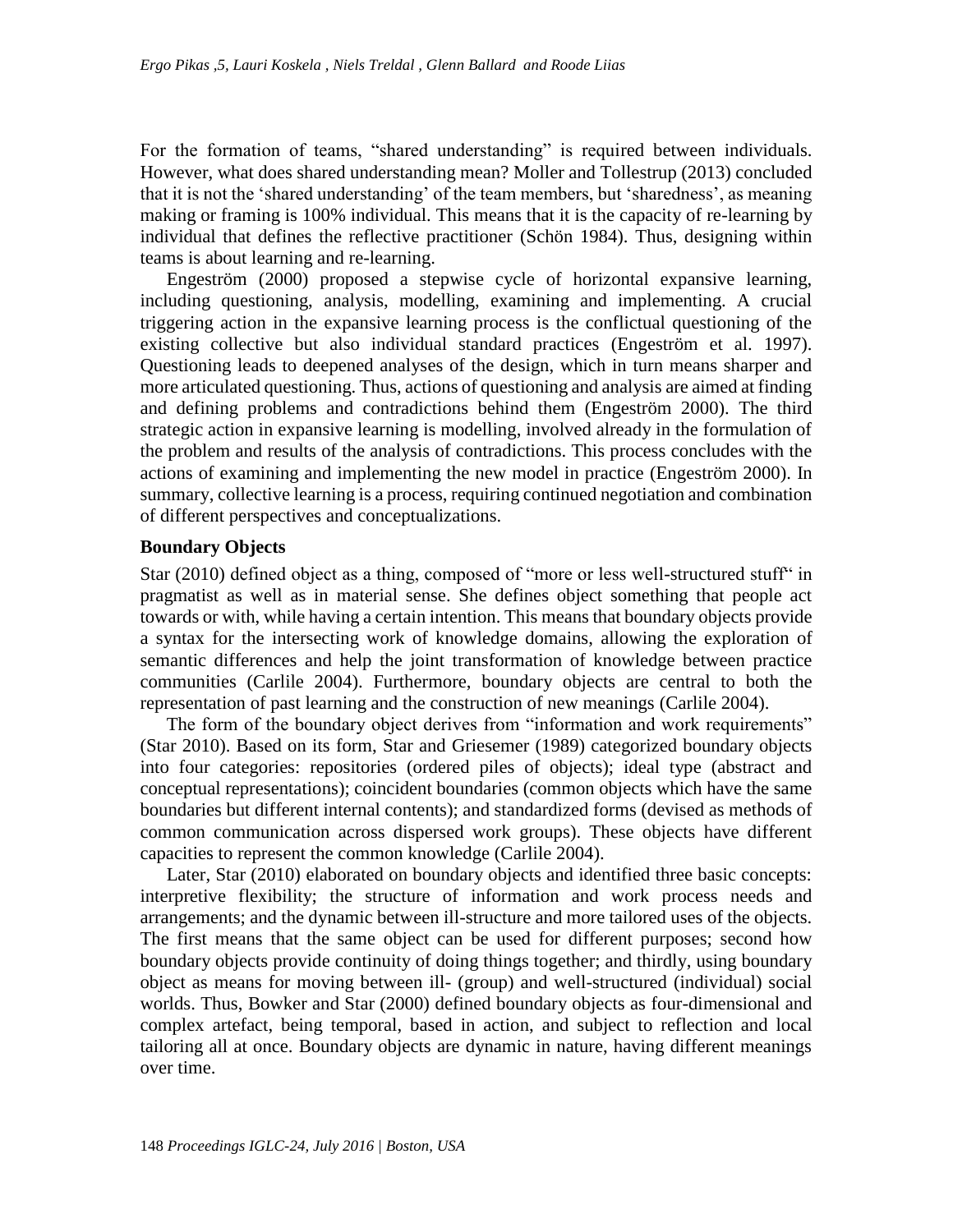For the formation of teams, "shared understanding" is required between individuals. However, what does shared understanding mean? Moller and Tollestrup (2013) concluded that it is not the 'shared understanding' of the team members, but 'sharedness', as meaning making or framing is 100% individual. This means that it is the capacity of re-learning by individual that defines the reflective practitioner (Schön 1984). Thus, designing within teams is about learning and re-learning.

Engeström (2000) proposed a stepwise cycle of horizontal expansive learning, including questioning, analysis, modelling, examining and implementing. A crucial triggering action in the expansive learning process is the conflictual questioning of the existing collective but also individual standard practices (Engeström et al. 1997). Questioning leads to deepened analyses of the design, which in turn means sharper and more articulated questioning. Thus, actions of questioning and analysis are aimed at finding and defining problems and contradictions behind them (Engeström 2000). The third strategic action in expansive learning is modelling, involved already in the formulation of the problem and results of the analysis of contradictions. This process concludes with the actions of examining and implementing the new model in practice (Engeström 2000). In summary, collective learning is a process, requiring continued negotiation and combination of different perspectives and conceptualizations.

## Boundary Objects

Star (2010) defined object as a thing, composed of "more or less well-structured stuff" in pragmatist as well as in material sense. She defines object something that people act towards or with, while having a certain intention. This means that boundary objects provide a syntax for the intersecting work of knowledge domains, allowing the exploration of semantic differences and help the joint transformation of knowledge between practice communities (Carlile 2004). Furthermore, boundary objects are central to both the representation of past learning and the construction of new meanings (Carlile 2004).

The form of the boundary object derives from "information and work requirements" (Star 2010). Based on its form, Star and Griesemer (1989) categorized boundary objects into four categories: repositories (ordered piles of objects); ideal type (abstract and conceptual representations); coincident boundaries (common objects which have the same boundaries but different internal contents); and standardized forms (devised as methods of common communication across dispersed work groups). These objects have different capacities to represent the common knowledge (Carlile 2004).

Later, Star (2010) elaborated on boundary objects and identified three basic concepts: interpretive flexibility; the structure of information and work process needs and arrangements; and the dynamic between ill-structure and more tailored uses of the objects. The first means that the same object can be used for different purposes; second how boundary objects provide continuity of doing things together; and thirdly, using boundary object as means for moving between ill- (group) and well-structured (individual) social worlds. Thus, Bowker and Star (2000) defined boundary objects as four-dimensional and complex artefact, being temporal, based in action, and subject to reflection and local tailoring all at once. Boundary objects are dynamic in nature, having different meanings over time.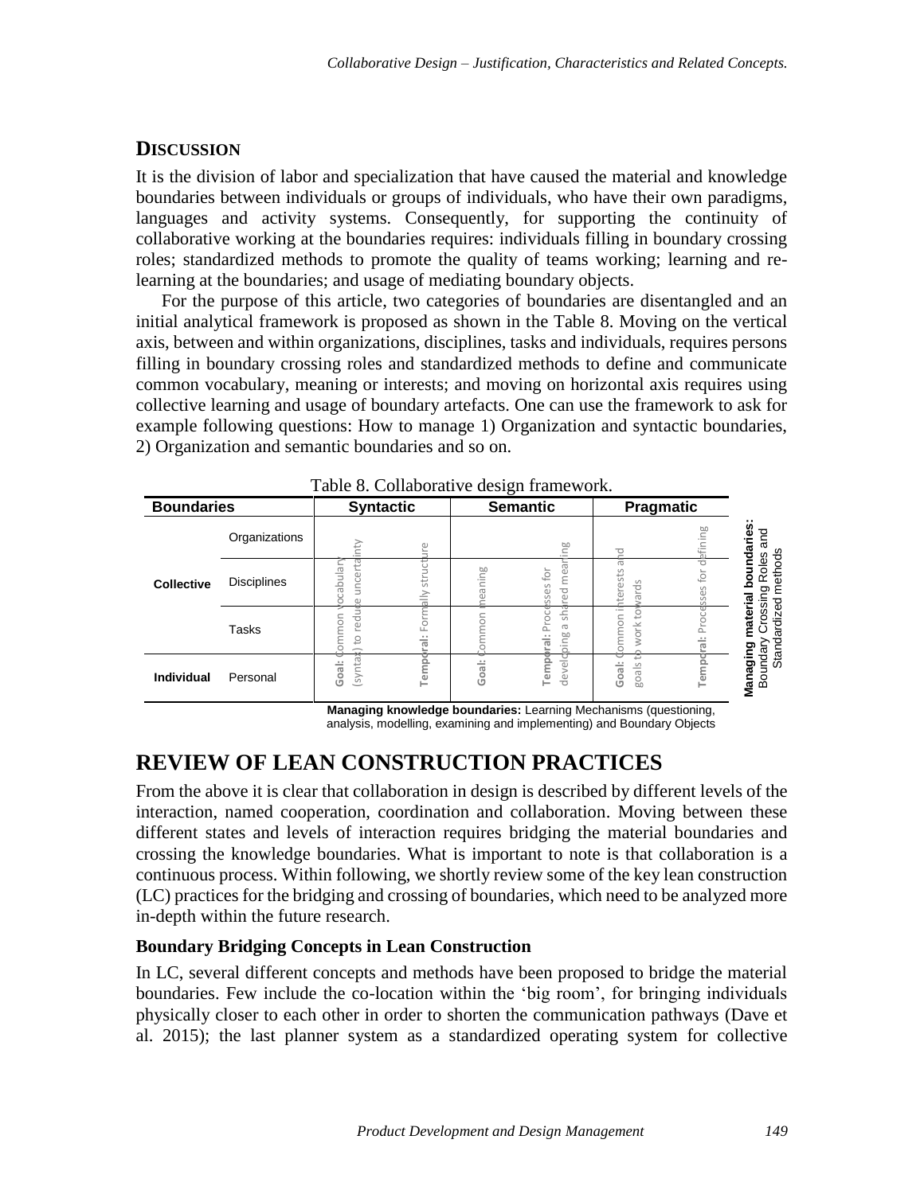## DISCUSSION

It is the division of labor and specialization that have caused the material and knowledge boundaries between individuals or groups of individuals, who have their own paradigms, languages and activity systems. Consequently, for supporting the continuity of collaborative working at the boundaries requires: individuals filling in boundary crossing roles; standardized methods to promote the quality of teams working; learning and re-learning at the boundaries; and usage of mediating boundary objects.

For the purpose of this article, two categories of boundaries are disentangled and an initial analytical framework is proposed as shown in the Table 8. Moving on the vertical axis, between and within organizations, disciplines, tasks and individuals, requires persons filling in boundary crossing roles and standardized methods to define and communicate common vocabulary, meaning or interests; and moving on horizontal axis requires using collective learning and usage of boundary artefacts. One can use the framework to ask for example following questions: How to manage 1) Organization and syntactic boundaries, 2) Organization and semantic boundaries and so on.

Table 8. Collaborative design framework.

| Boundaries | | Syntactic | | Semantic | | Pragmatic | |
|---|---|---|---|---|---|---|---|
| Collective | Organizations | **Goal:** Common vocabulary (syntax) to reduce uncertainty | **Temporal:** Formally structure | **Goal:** Common meaning | **Temporal:** Processes for developing a shared meaning | **Goal:** Common interests and goals to work towards | **Temporal:** Processes for defining |
| | Disciplines | | | | | | |
| | Tasks | | | | | | |
| Individual | Personal | | | | | | |

**Managing material boundaries:** Boundary Crossing Roles and Standardized methods

**Managing knowledge boundaries:** Learning Mechanisms (questioning, analysis, modelling, examining and implementing) and Boundary Objects

# REVIEW OF LEAN CONSTRUCTION PRACTICES

From the above it is clear that collaboration in design is described by different levels of the interaction, named cooperation, coordination and collaboration. Moving between these different states and levels of interaction requires bridging the material boundaries and crossing the knowledge boundaries. What is important to note is that collaboration is a continuous process. Within following, we shortly review some of the key lean construction (LC) practices for the bridging and crossing of boundaries, which need to be analyzed more in-depth within the future research.

### Boundary Bridging Concepts in Lean Construction

In LC, several different concepts and methods have been proposed to bridge the material boundaries. Few include the co-location within the 'big room', for bringing individuals physically closer to each other in order to shorten the communication pathways (Dave et al. 2015); the last planner system as a standardized operating system for collective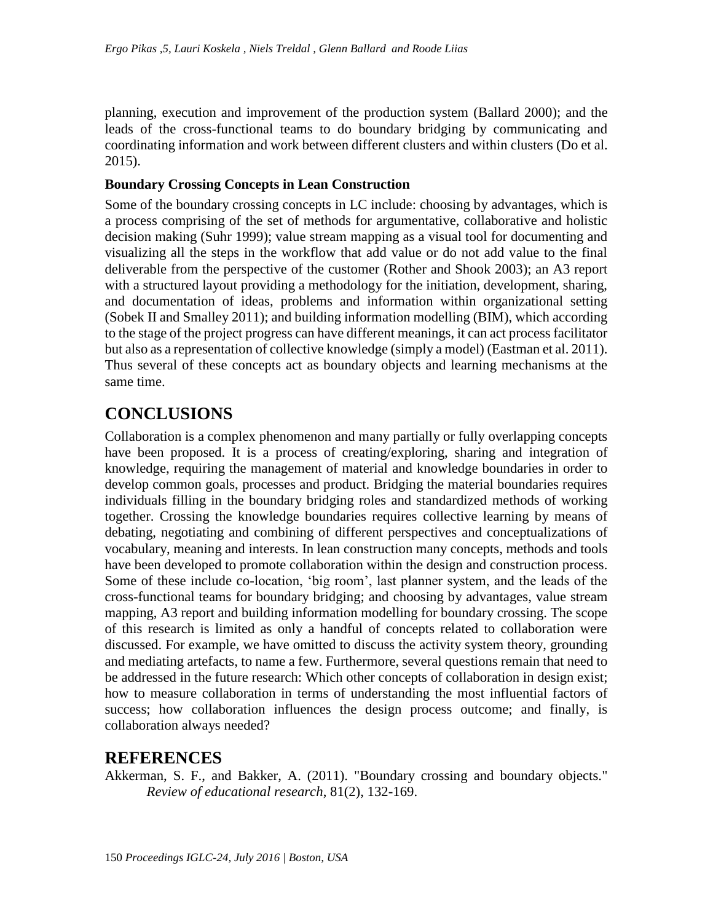planning, execution and improvement of the production system (Ballard 2000); and the leads of the cross-functional teams to do boundary bridging by communicating and coordinating information and work between different clusters and within clusters (Do et al. 2015).

### Boundary Crossing Concepts in Lean Construction

Some of the boundary crossing concepts in LC include: choosing by advantages, which is a process comprising of the set of methods for argumentative, collaborative and holistic decision making (Suhr 1999); value stream mapping as a visual tool for documenting and visualizing all the steps in the workflow that add value or do not add value to the final deliverable from the perspective of the customer (Rother and Shook 2003); an A3 report with a structured layout providing a methodology for the initiation, development, sharing, and documentation of ideas, problems and information within organizational setting (Sobek II and Smalley 2011); and building information modelling (BIM), which according to the stage of the project progress can have different meanings, it can act process facilitator but also as a representation of collective knowledge (simply a model) (Eastman et al. 2011). Thus several of these concepts act as boundary objects and learning mechanisms at the same time.

## CONCLUSIONS

Collaboration is a complex phenomenon and many partially or fully overlapping concepts have been proposed. It is a process of creating/exploring, sharing and integration of knowledge, requiring the management of material and knowledge boundaries in order to develop common goals, processes and product. Bridging the material boundaries requires individuals filling in the boundary bridging roles and standardized methods of working together. Crossing the knowledge boundaries requires collective learning by means of debating, negotiating and combining of different perspectives and conceptualizations of vocabulary, meaning and interests. In lean construction many concepts, methods and tools have been developed to promote collaboration within the design and construction process. Some of these include co-location, 'big room', last planner system, and the leads of the cross-functional teams for boundary bridging; and choosing by advantages, value stream mapping, A3 report and building information modelling for boundary crossing. The scope of this research is limited as only a handful of concepts related to collaboration were discussed. For example, we have omitted to discuss the activity system theory, grounding and mediating artefacts, to name a few. Furthermore, several questions remain that need to be addressed in the future research: Which other concepts of collaboration in design exist; how to measure collaboration in terms of understanding the most influential factors of success; how collaboration influences the design process outcome; and finally, is collaboration always needed?

## REFERENCES

Akkerman, S. F., and Bakker, A. (2011). "Boundary crossing and boundary objects." *Review of educational research*, 81(2), 132-169.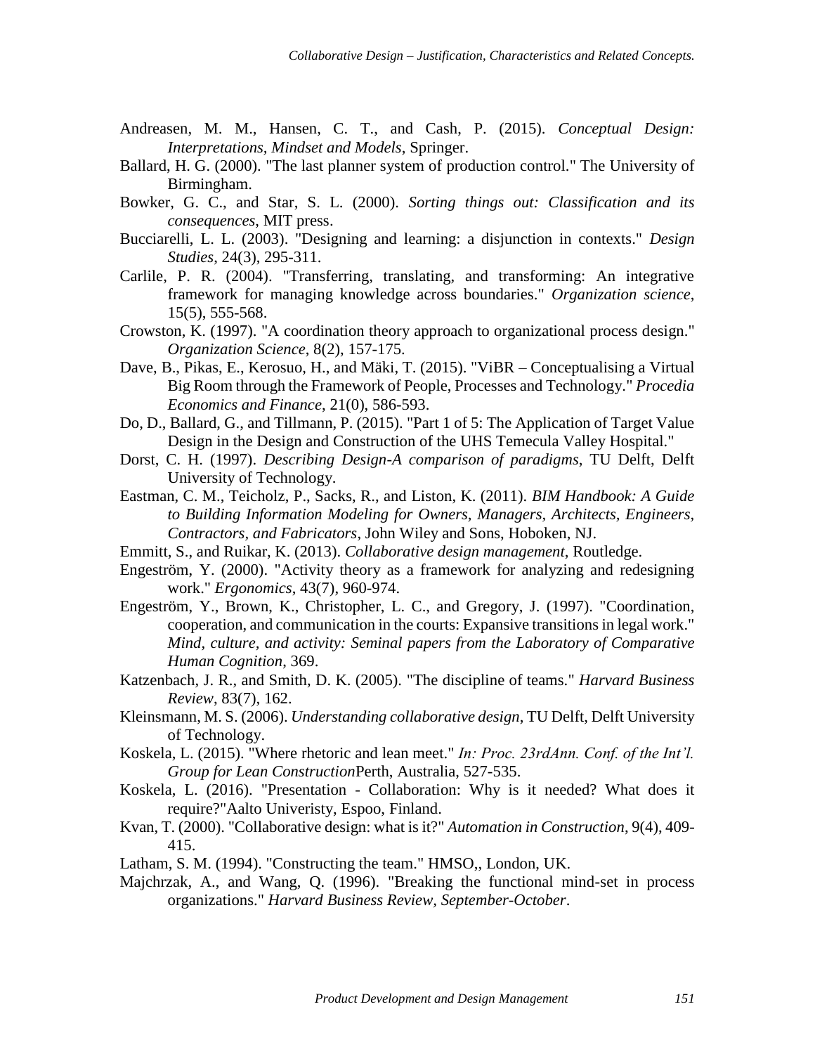Andreasen, M. M., Hansen, C. T., and Cash, P. (2015). *Conceptual Design: Interpretations, Mindset and Models*, Springer.

Ballard, H. G. (2000). "The last planner system of production control." The University of Birmingham.

Bowker, G. C., and Star, S. L. (2000). *Sorting things out: Classification and its consequences*, MIT press.

Bucciarelli, L. L. (2003). "Designing and learning: a disjunction in contexts." *Design Studies*, 24(3), 295-311.

Carlile, P. R. (2004). "Transferring, translating, and transforming: An integrative framework for managing knowledge across boundaries." *Organization science*, 15(5), 555-568.

Crowston, K. (1997). "A coordination theory approach to organizational process design." *Organization Science*, 8(2), 157-175.

Dave, B., Pikas, E., Kerosuo, H., and Mäki, T. (2015). "ViBR – Conceptualising a Virtual Big Room through the Framework of People, Processes and Technology." *Procedia Economics and Finance*, 21(0), 586-593.

Do, D., Ballard, G., and Tillmann, P. (2015). "Part 1 of 5: The Application of Target Value Design in the Design and Construction of the UHS Temecula Valley Hospital."

Dorst, C. H. (1997). *Describing Design-A comparison of paradigms*, TU Delft, Delft University of Technology.

Eastman, C. M., Teicholz, P., Sacks, R., and Liston, K. (2011). *BIM Handbook: A Guide to Building Information Modeling for Owners, Managers, Architects, Engineers, Contractors, and Fabricators*, John Wiley and Sons, Hoboken, NJ.

Emmitt, S., and Ruikar, K. (2013). *Collaborative design management*, Routledge.

Engeström, Y. (2000). "Activity theory as a framework for analyzing and redesigning work." *Ergonomics*, 43(7), 960-974.

Engeström, Y., Brown, K., Christopher, L. C., and Gregory, J. (1997). "Coordination, cooperation, and communication in the courts: Expansive transitions in legal work." *Mind, culture, and activity: Seminal papers from the Laboratory of Comparative Human Cognition*, 369.

Katzenbach, J. R., and Smith, D. K. (2005). "The discipline of teams." *Harvard Business Review*, 83(7), 162.

Kleinsmann, M. S. (2006). *Understanding collaborative design*, TU Delft, Delft University of Technology.

Koskela, L. (2015). "Where rhetoric and lean meet." *In: Proc. 23rdAnn. Conf. of the Int'l. Group for Lean Construction*Perth, Australia, 527-535.

Koskela, L. (2016). "Presentation - Collaboration: Why is it needed? What does it require?"Aalto Univeristy, Espoo, Finland.

Kvan, T. (2000). "Collaborative design: what is it?" *Automation in Construction*, 9(4), 409-415.

Latham, S. M. (1994). "Constructing the team." HMSO,, London, UK.

Majchrzak, A., and Wang, Q. (1996). "Breaking the functional mind-set in process organizations." *Harvard Business Review, September-October*.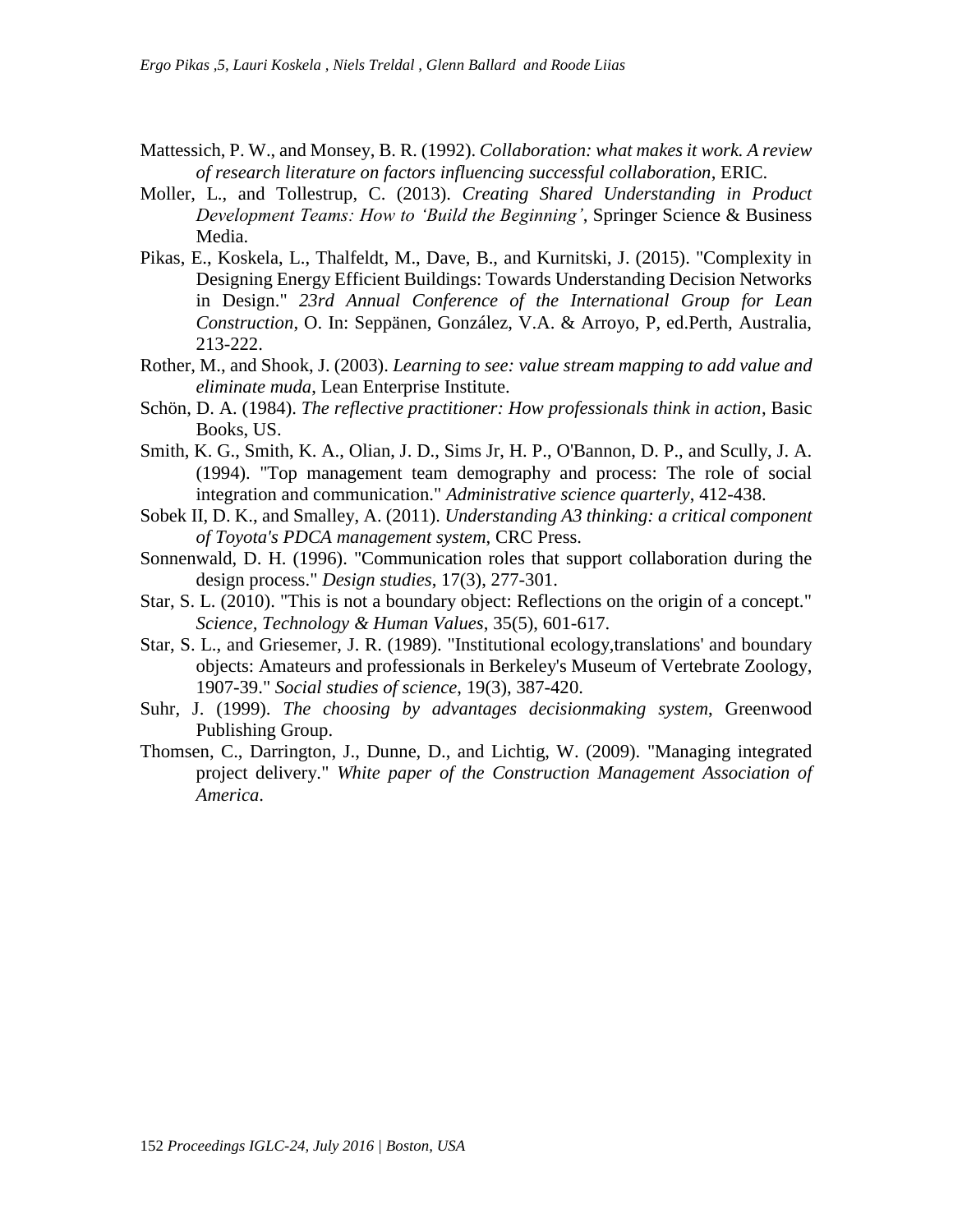Mattessich, P. W., and Monsey, B. R. (1992). *Collaboration: what makes it work. A review of research literature on factors influencing successful collaboration*, ERIC.

Moller, L., and Tollestrup, C. (2013). *Creating Shared Understanding in Product Development Teams: How to 'Build the Beginning'*, Springer Science & Business Media.

Pikas, E., Koskela, L., Thalfeldt, M., Dave, B., and Kurnitski, J. (2015). "Complexity in Designing Energy Efficient Buildings: Towards Understanding Decision Networks in Design." *23rd Annual Conference of the International Group for Lean Construction*, O. In: Seppänen, González, V.A. & Arroyo, P, ed.Perth, Australia, 213-222.

Rother, M., and Shook, J. (2003). *Learning to see: value stream mapping to add value and eliminate muda*, Lean Enterprise Institute.

Schön, D. A. (1984). *The reflective practitioner: How professionals think in action*, Basic Books, US.

Smith, K. G., Smith, K. A., Olian, J. D., Sims Jr, H. P., O'Bannon, D. P., and Scully, J. A. (1994). "Top management team demography and process: The role of social integration and communication." *Administrative science quarterly*, 412-438.

Sobek II, D. K., and Smalley, A. (2011). *Understanding A3 thinking: a critical component of Toyota's PDCA management system*, CRC Press.

Sonnenwald, D. H. (1996). "Communication roles that support collaboration during the design process." *Design studies*, 17(3), 277-301.

Star, S. L. (2010). "This is not a boundary object: Reflections on the origin of a concept." *Science, Technology & Human Values*, 35(5), 601-617.

Star, S. L., and Griesemer, J. R. (1989). "Institutional ecology,translations' and boundary objects: Amateurs and professionals in Berkeley's Museum of Vertebrate Zoology, 1907-39." *Social studies of science*, 19(3), 387-420.

Suhr, J. (1999). *The choosing by advantages decisionmaking system*, Greenwood Publishing Group.

Thomsen, C., Darrington, J., Dunne, D., and Lichtig, W. (2009). "Managing integrated project delivery." *White paper of the Construction Management Association of America*.